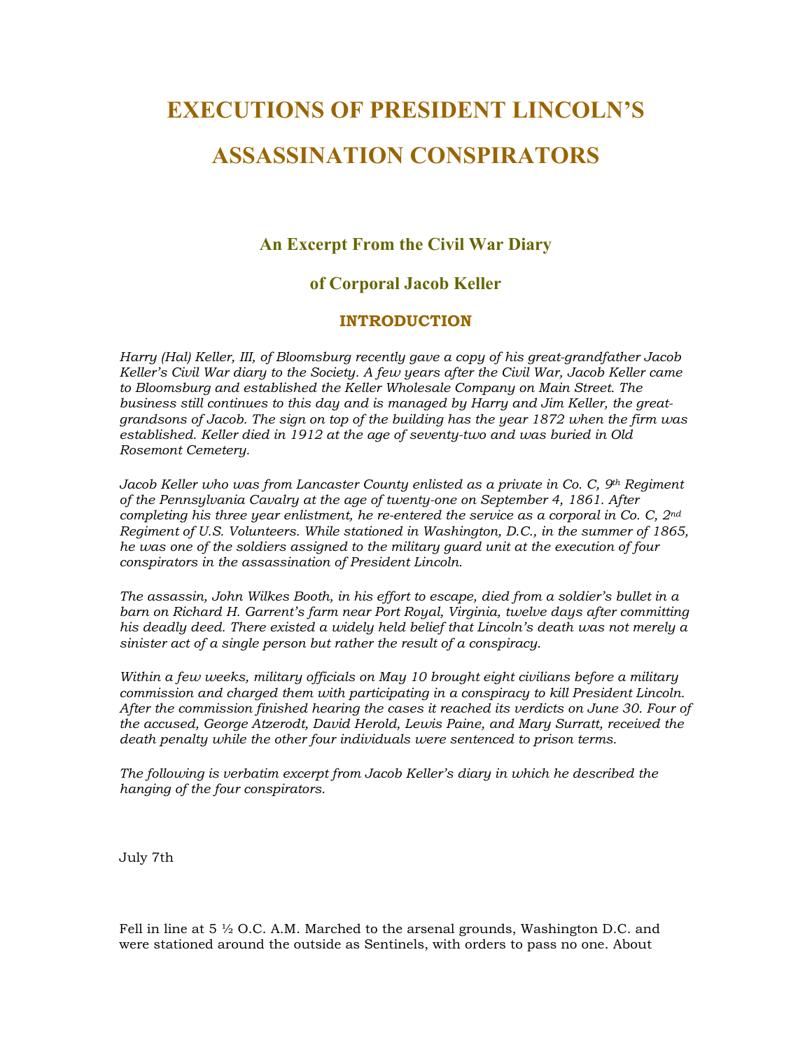# EXECUTIONS OF PRESIDENT LINCOLN'S ASSASSINATION CONSPIRATORS

### An Excerpt From the Civil War Diary

### of Corporal Jacob Keller

#### INTRODUCTION

*Harry (Hal) Keller, III, of Bloomsburg recently gave a copy of his great-grandfather Jacob Keller's Civil War diary to the Society. A few years after the Civil War, Jacob Keller came to Bloomsburg and established the Keller Wholesale Company on Main Street. The business still continues to this day and is managed by Harry and Jim Keller, the great-grandsons of Jacob. The sign on top of the building has the year 1872 when the firm was established. Keller died in 1912 at the age of seventy-two and was buried in Old Rosemont Cemetery.*

*Jacob Keller who was from Lancaster County enlisted as a private in Co. C, 9th Regiment of the Pennsylvania Cavalry at the age of twenty-one on September 4, 1861. After completing his three year enlistment, he re-entered the service as a corporal in Co. C, 2nd Regiment of U.S. Volunteers. While stationed in Washington, D.C., in the summer of 1865, he was one of the soldiers assigned to the military guard unit at the execution of four conspirators in the assassination of President Lincoln.*

*The assassin, John Wilkes Booth, in his effort to escape, died from a soldier's bullet in a barn on Richard H. Garrent's farm near Port Royal, Virginia, twelve days after committing his deadly deed. There existed a widely held belief that Lincoln's death was not merely a sinister act of a single person but rather the result of a conspiracy.*

*Within a few weeks, military officials on May 10 brought eight civilians before a military commission and charged them with participating in a conspiracy to kill President Lincoln. After the commission finished hearing the cases it reached its verdicts on June 30. Four of the accused, George Atzerodt, David Herold, Lewis Paine, and Mary Surratt, received the death penalty while the other four individuals were sentenced to prison terms.*

*The following is verbatim excerpt from Jacob Keller's diary in which he described the hanging of the four conspirators.*

July 7th

Fell in line at 5 ½ O.C. A.M. Marched to the arsenal grounds, Washington D.C. and were stationed around the outside as Sentinels, with orders to pass no one. About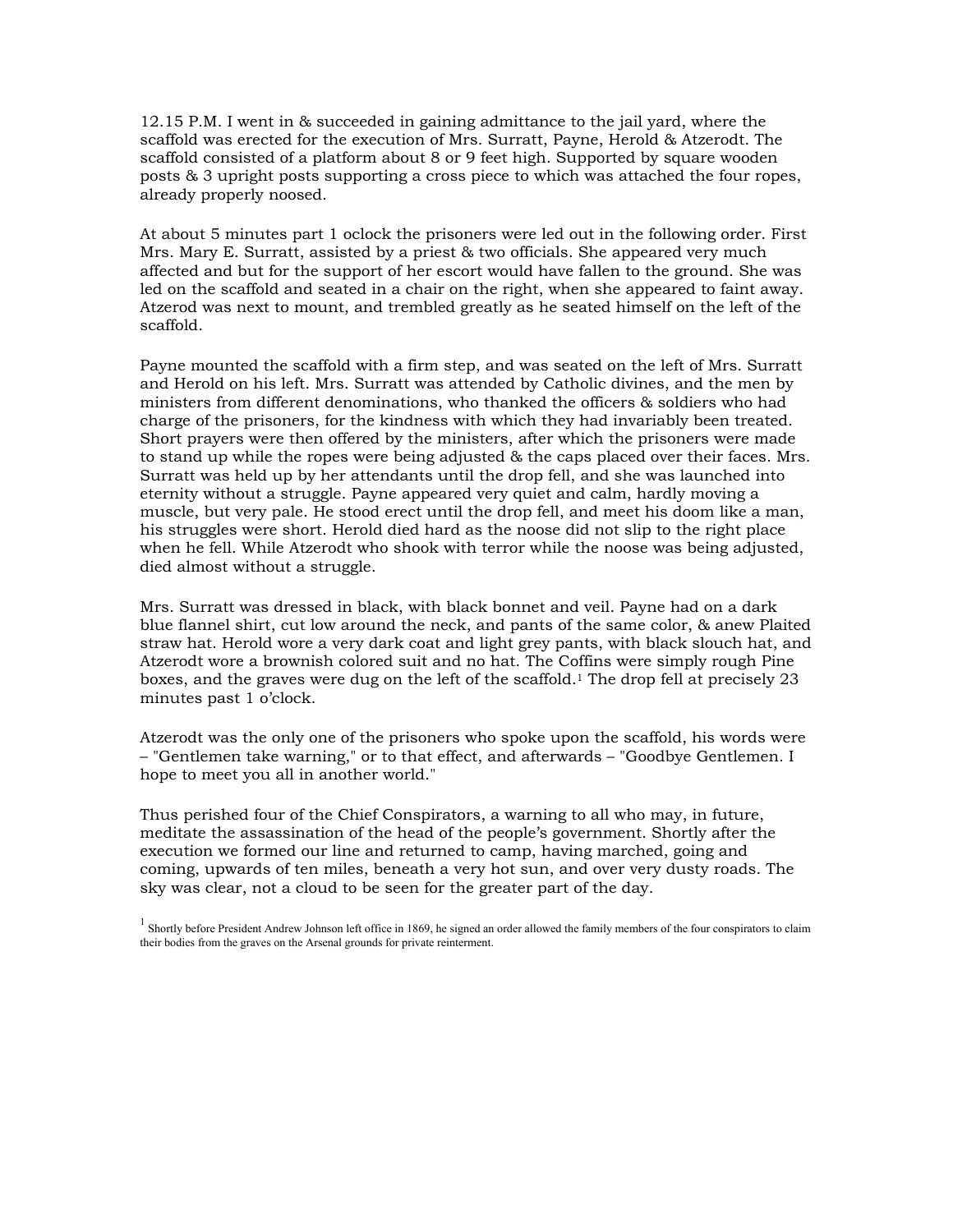12.15 P.M. I went in & succeeded in gaining admittance to the jail yard, where the scaffold was erected for the execution of Mrs. Surratt, Payne, Herold & Atzerodt. The scaffold consisted of a platform about 8 or 9 feet high. Supported by square wooden posts & 3 upright posts supporting a cross piece to which was attached the four ropes, already properly noosed.

At about 5 minutes part 1 oclock the prisoners were led out in the following order. First Mrs. Mary E. Surratt, assisted by a priest & two officials. She appeared very much affected and but for the support of her escort would have fallen to the ground. She was led on the scaffold and seated in a chair on the right, when she appeared to faint away. Atzerod was next to mount, and trembled greatly as he seated himself on the left of the scaffold.

Payne mounted the scaffold with a firm step, and was seated on the left of Mrs. Surratt and Herold on his left. Mrs. Surratt was attended by Catholic divines, and the men by ministers from different denominations, who thanked the officers & soldiers who had charge of the prisoners, for the kindness with which they had invariably been treated. Short prayers were then offered by the ministers, after which the prisoners were made to stand up while the ropes were being adjusted & the caps placed over their faces. Mrs. Surratt was held up by her attendants until the drop fell, and she was launched into eternity without a struggle. Payne appeared very quiet and calm, hardly moving a muscle, but very pale. He stood erect until the drop fell, and meet his doom like a man, his struggles were short. Herold died hard as the noose did not slip to the right place when he fell. While Atzerodt who shook with terror while the noose was being adjusted, died almost without a struggle.

Mrs. Surratt was dressed in black, with black bonnet and veil. Payne had on a dark blue flannel shirt, cut low around the neck, and pants of the same color, & anew Plaited straw hat. Herold wore a very dark coat and light grey pants, with black slouch hat, and Atzerodt wore a brownish colored suit and no hat. The Coffins were simply rough Pine boxes, and the graves were dug on the left of the scaffold.[1] The drop fell at precisely 23 minutes past 1 o'clock.

Atzerodt was the only one of the prisoners who spoke upon the scaffold, his words were – "Gentlemen take warning," or to that effect, and afterwards – "Goodbye Gentlemen. I hope to meet you all in another world."

Thus perished four of the Chief Conspirators, a warning to all who may, in future, meditate the assassination of the head of the people's government. Shortly after the execution we formed our line and returned to camp, having marched, going and coming, upwards of ten miles, beneath a very hot sun, and over very dusty roads. The sky was clear, not a cloud to be seen for the greater part of the day.

[1] Shortly before President Andrew Johnson left office in 1869, he signed an order allowed the family members of the four conspirators to claim their bodies from the graves on the Arsenal grounds for private reinterment.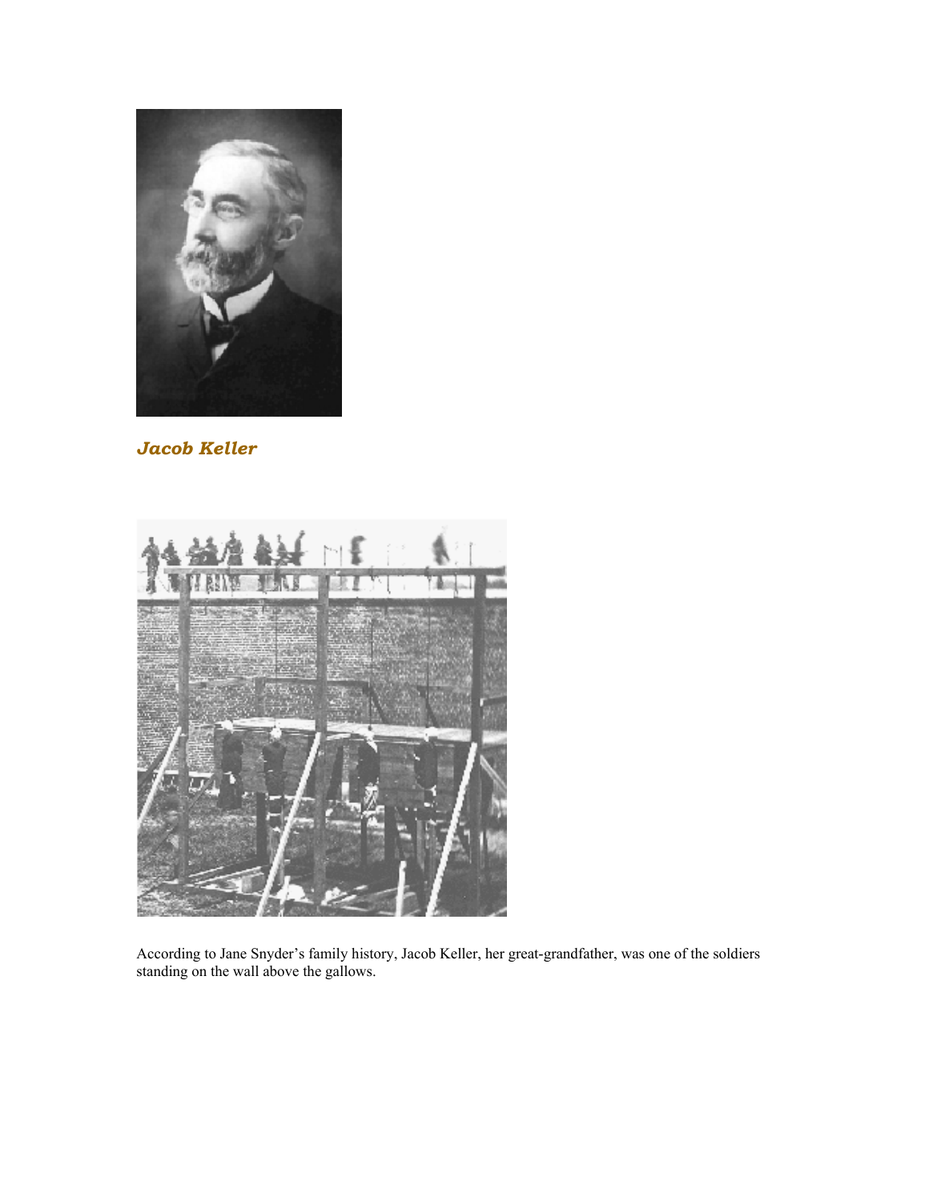***Jacob Keller***

According to Jane Snyder's family history, Jacob Keller, her great-grandfather, was one of the soldiers standing on the wall above the gallows.